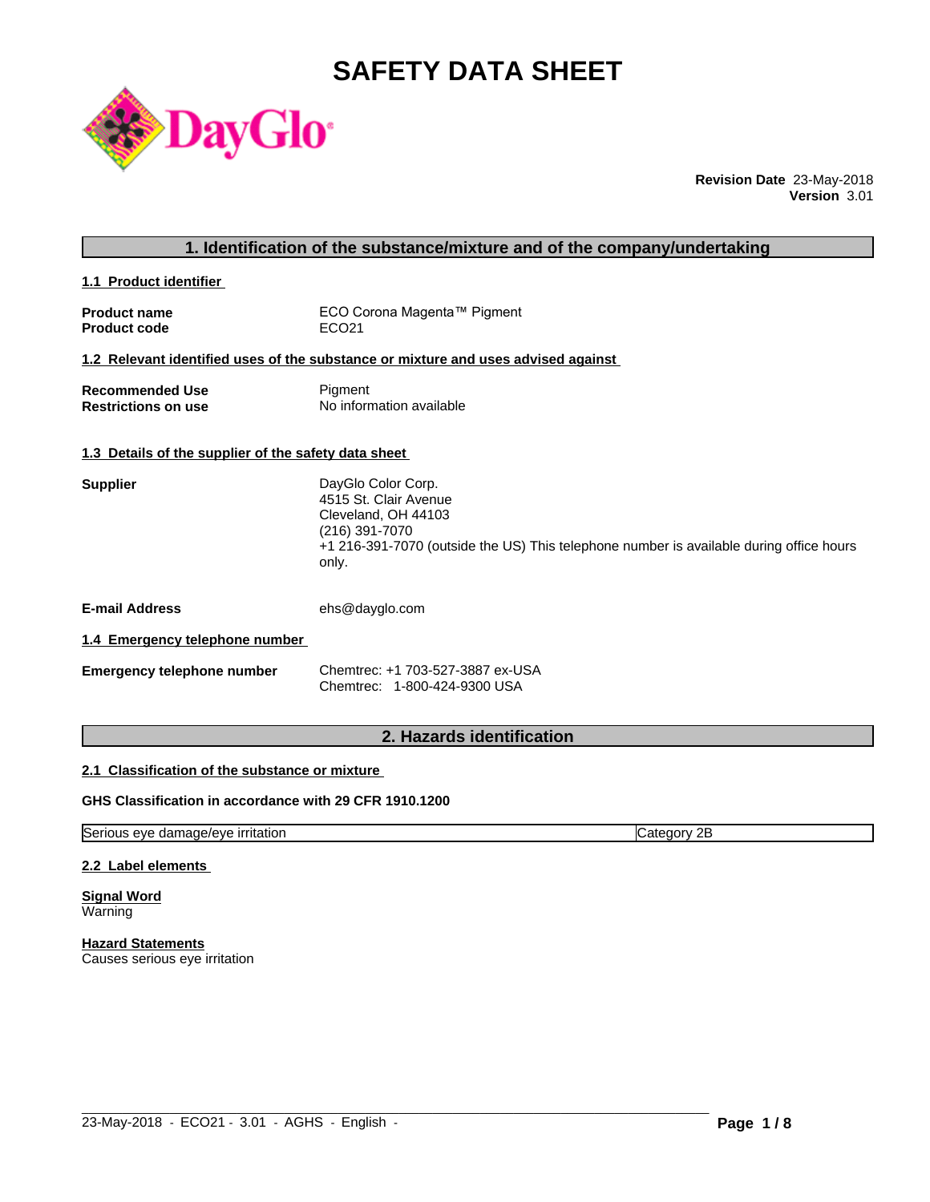# SAFETY DATA SHEET

DayGlo

**Revision Date** 23-May-2018
**Version** 3.01

## 1. Identification of the substance/mixture and of the company/undertaking

### 1.1 Product identifier

**Product name** ECO Corona Magenta™ Pigment
**Product code** ECO21

### 1.2 Relevant identified uses of the substance or mixture and uses advised against

**Recommended Use** Pigment
**Restrictions on use** No information available

### 1.3 Details of the supplier of the safety data sheet

**Supplier**
DayGlo Color Corp.
4515 St. Clair Avenue
Cleveland, OH 44103
(216) 391-7070
+1 216-391-7070 (outside the US) This telephone number is available during office hours only.

**E-mail Address** ehs@dayglo.com

### 1.4 Emergency telephone number

**Emergency telephone number**
Chemtrec: +1 703-527-3887 ex-USA
Chemtrec: 1-800-424-9300 USA

## 2. Hazards identification

### 2.1 Classification of the substance or mixture

**GHS Classification in accordance with 29 CFR 1910.1200**

| Serious eye damage/eye irritation | Category 2B |
| --- | --- |

### 2.2 Label elements

**Signal Word**
Warning

**Hazard Statements**
Causes serious eye irritation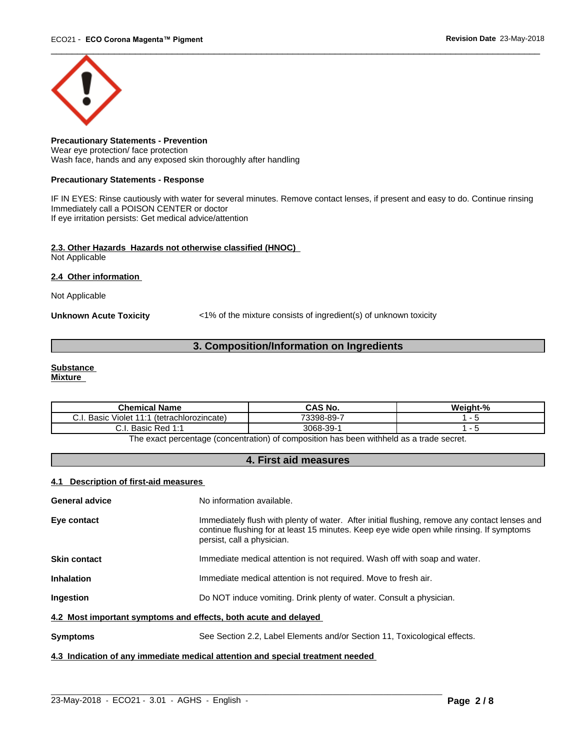**Precautionary Statements - Prevention**
Wear eye protection/ face protection
Wash face, hands and any exposed skin thoroughly after handling

**Precautionary Statements - Response**

IF IN EYES: Rinse cautiously with water for several minutes. Remove contact lenses, if present and easy to do. Continue rinsing
Immediately call a POISON CENTER or doctor
If eye irritation persists: Get medical advice/attention

### 2.3. Other Hazards  Hazards not otherwise classified (HNOC)

Not Applicable

### 2.4  Other information

Not Applicable

**Unknown Acute Toxicity** <1% of the mixture consists of ingredient(s) of unknown toxicity

## 3. Composition/Information on Ingredients

**Substance**
**Mixture**

| Chemical Name | CAS No. | Weight-% |
|---|---|---|
| C.I. Basic Violet 11:1 (tetrachlorozincate) | 73398-89-7 | 1 - 5 |
| C.I. Basic Red 1:1 | 3068-39-1 | 1 - 5 |

The exact percentage (concentration) of composition has been withheld as a trade secret.

## 4. First aid measures

### 4.1  Description of first-aid measures

**General advice** No information available.

**Eye contact** Immediately flush with plenty of water. After initial flushing, remove any contact lenses and continue flushing for at least 15 minutes. Keep eye wide open while rinsing. If symptoms persist, call a physician.

**Skin contact** Immediate medical attention is not required. Wash off with soap and water.

**Inhalation** Immediate medical attention is not required. Move to fresh air.

**Ingestion** Do NOT induce vomiting. Drink plenty of water. Consult a physician.

### 4.2  Most important symptoms and effects, both acute and delayed

**Symptoms** See Section 2.2, Label Elements and/or Section 11, Toxicological effects.

### 4.3  Indication of any immediate medical attention and special treatment needed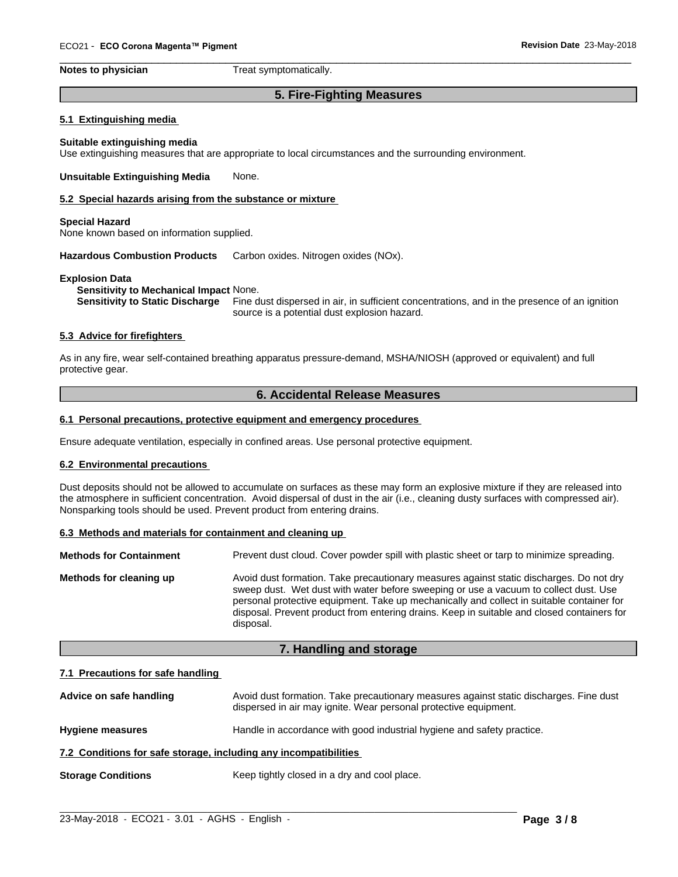**Notes to physician** Treat symptomatically.

## 5. Fire-Fighting Measures

### 5.1 Extinguishing media

**Suitable extinguishing media**
Use extinguishing measures that are appropriate to local circumstances and the surrounding environment.

**Unsuitable Extinguishing Media** None.

### 5.2 Special hazards arising from the substance or mixture

**Special Hazard**
None known based on information supplied.

**Hazardous Combustion Products** Carbon oxides. Nitrogen oxides (NOx).

**Explosion Data**
**Sensitivity to Mechanical Impact** None.
**Sensitivity to Static Discharge** Fine dust dispersed in air, in sufficient concentrations, and in the presence of an ignition source is a potential dust explosion hazard.

### 5.3 Advice for firefighters

As in any fire, wear self-contained breathing apparatus pressure-demand, MSHA/NIOSH (approved or equivalent) and full protective gear.

## 6. Accidental Release Measures

### 6.1 Personal precautions, protective equipment and emergency procedures

Ensure adequate ventilation, especially in confined areas. Use personal protective equipment.

### 6.2 Environmental precautions

Dust deposits should not be allowed to accumulate on surfaces as these may form an explosive mixture if they are released into the atmosphere in sufficient concentration. Avoid dispersal of dust in the air (i.e., cleaning dusty surfaces with compressed air). Nonsparking tools should be used. Prevent product from entering drains.

### 6.3 Methods and materials for containment and cleaning up

**Methods for Containment** Prevent dust cloud. Cover powder spill with plastic sheet or tarp to minimize spreading.

**Methods for cleaning up** Avoid dust formation. Take precautionary measures against static discharges. Do not dry sweep dust. Wet dust with water before sweeping or use a vacuum to collect dust. Use personal protective equipment. Take up mechanically and collect in suitable container for disposal. Prevent product from entering drains. Keep in suitable and closed containers for disposal.

## 7. Handling and storage

### 7.1 Precautions for safe handling

**Advice on safe handling** Avoid dust formation. Take precautionary measures against static discharges. Fine dust dispersed in air may ignite. Wear personal protective equipment.

**Hygiene measures** Handle in accordance with good industrial hygiene and safety practice.

### 7.2 Conditions for safe storage, including any incompatibilities

**Storage Conditions** Keep tightly closed in a dry and cool place.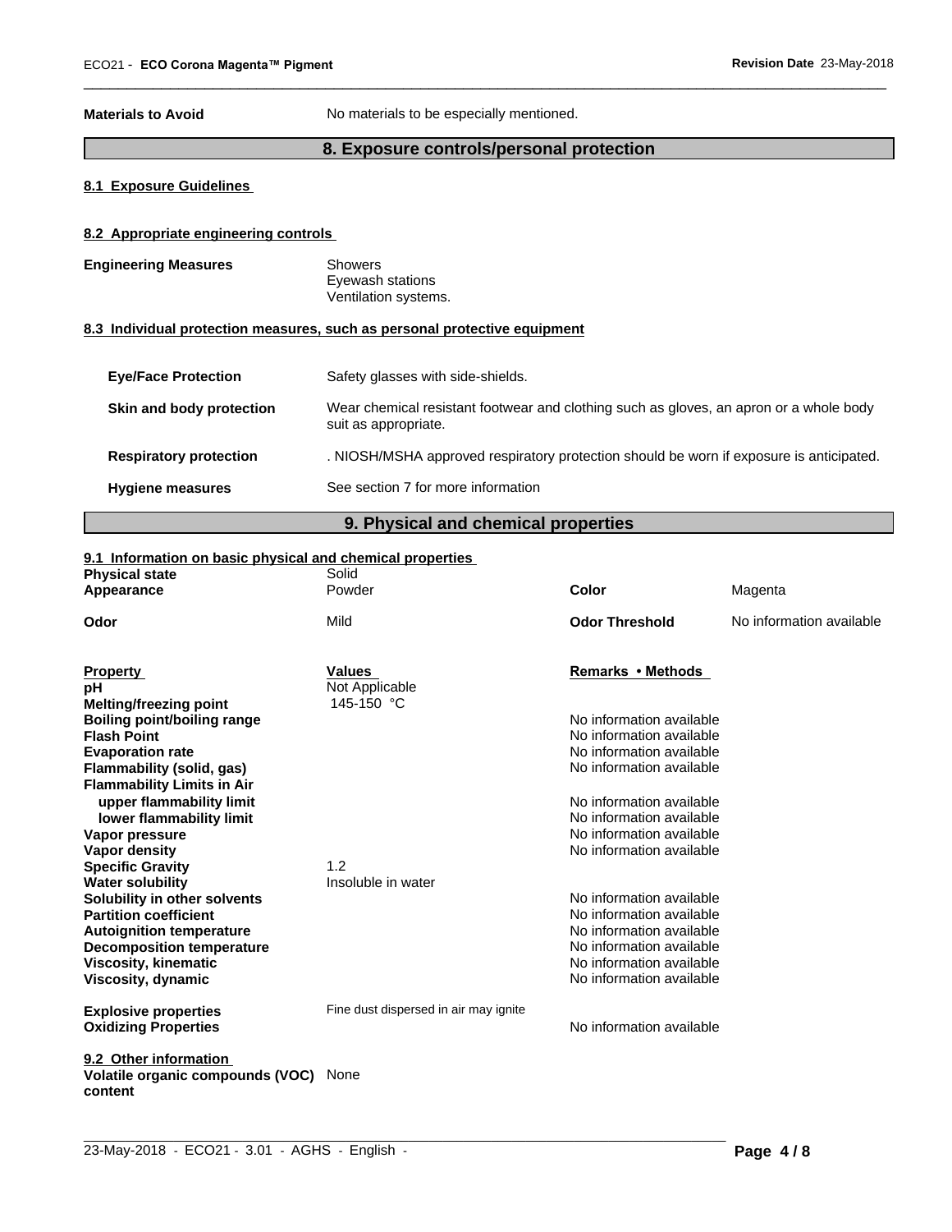**Materials to Avoid** No materials to be especially mentioned.

## 8. Exposure controls/personal protection

### 8.1 Exposure Guidelines

### 8.2 Appropriate engineering controls

**Engineering Measures**
Showers
Eyewash stations
Ventilation systems.

### 8.3 Individual protection measures, such as personal protective equipment

| | |
|---|---|
| **Eye/Face Protection** | Safety glasses with side-shields. |
| **Skin and body protection** | Wear chemical resistant footwear and clothing such as gloves, an apron or a whole body suit as appropriate. |
| **Respiratory protection** | . NIOSH/MSHA approved respiratory protection should be worn if exposure is anticipated. |
| **Hygiene measures** | See section 7 for more information |

## 9. Physical and chemical properties

### 9.1 Information on basic physical and chemical properties

| | | | |
|---|---|---|---|
| **Physical state** | Solid | | |
| **Appearance** | Powder | **Color** | Magenta |
| **Odor** | Mild | **Odor Threshold** | No information available |

| Property | Values | Remarks • Methods |
|---|---|---|
| **pH** | Not Applicable | |
| **Melting/freezing point** | 145-150 °C | |
| **Boiling point/boiling range** | | No information available |
| **Flash Point** | | No information available |
| **Evaporation rate** | | No information available |
| **Flammability (solid, gas)** | | No information available |
| **Flammability Limits in Air** | | |
| **upper flammability limit** | | No information available |
| **lower flammability limit** | | No information available |
| **Vapor pressure** | | No information available |
| **Vapor density** | | No information available |
| **Specific Gravity** | 1.2 | |
| **Water solubility** | Insoluble in water | |
| **Solubility in other solvents** | | No information available |
| **Partition coefficient** | | No information available |
| **Autoignition temperature** | | No information available |
| **Decomposition temperature** | | No information available |
| **Viscosity, kinematic** | | No information available |
| **Viscosity, dynamic** | | No information available |
| **Explosive properties** | Fine dust dispersed in air may ignite | |
| **Oxidizing Properties** | | No information available |

### 9.2 Other information

**Volatile organic compounds (VOC) content** None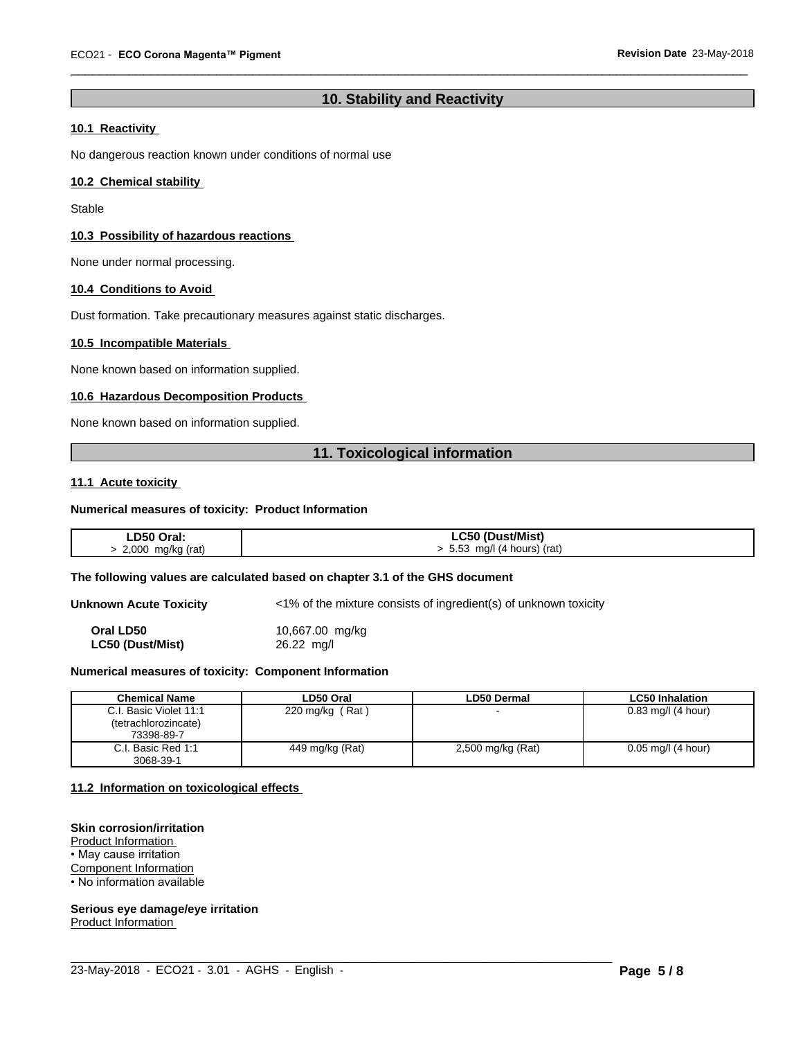## 10. Stability and Reactivity

### 10.1 Reactivity

No dangerous reaction known under conditions of normal use

### 10.2 Chemical stability

Stable

### 10.3 Possibility of hazardous reactions

None under normal processing.

### 10.4 Conditions to Avoid

Dust formation. Take precautionary measures against static discharges.

### 10.5 Incompatible Materials

None known based on information supplied.

### 10.6 Hazardous Decomposition Products

None known based on information supplied.

## 11. Toxicological information

### 11.1 Acute toxicity

**Numerical measures of toxicity: Product Information**

| LD50 Oral: | LC50 (Dust/Mist) |
|---|---|
| > 2,000 mg/kg (rat) | > 5.53 mg/l (4 hours) (rat) |

**The following values are calculated based on chapter 3.1 of the GHS document**

**Unknown Acute Toxicity** <1% of the mixture consists of ingredient(s) of unknown toxicity

**Oral LD50** 10,667.00 mg/kg
**LC50 (Dust/Mist)** 26.22 mg/l

**Numerical measures of toxicity: Component Information**

| Chemical Name | LD50 Oral | LD50 Dermal | LC50 Inhalation |
|---|---|---|---|
| C.I. Basic Violet 11:1 (tetrachlorozincate) 73398-89-7 | 220 mg/kg ( Rat ) | - | 0.83 mg/l (4 hour) |
| C.I. Basic Red 1:1 3068-39-1 | 449 mg/kg (Rat) | 2,500 mg/kg (Rat) | 0.05 mg/l (4 hour) |

### 11.2 Information on toxicological effects

**Skin corrosion/irritation**
Product Information
• May cause irritation
Component Information
• No information available

**Serious eye damage/eye irritation**
Product Information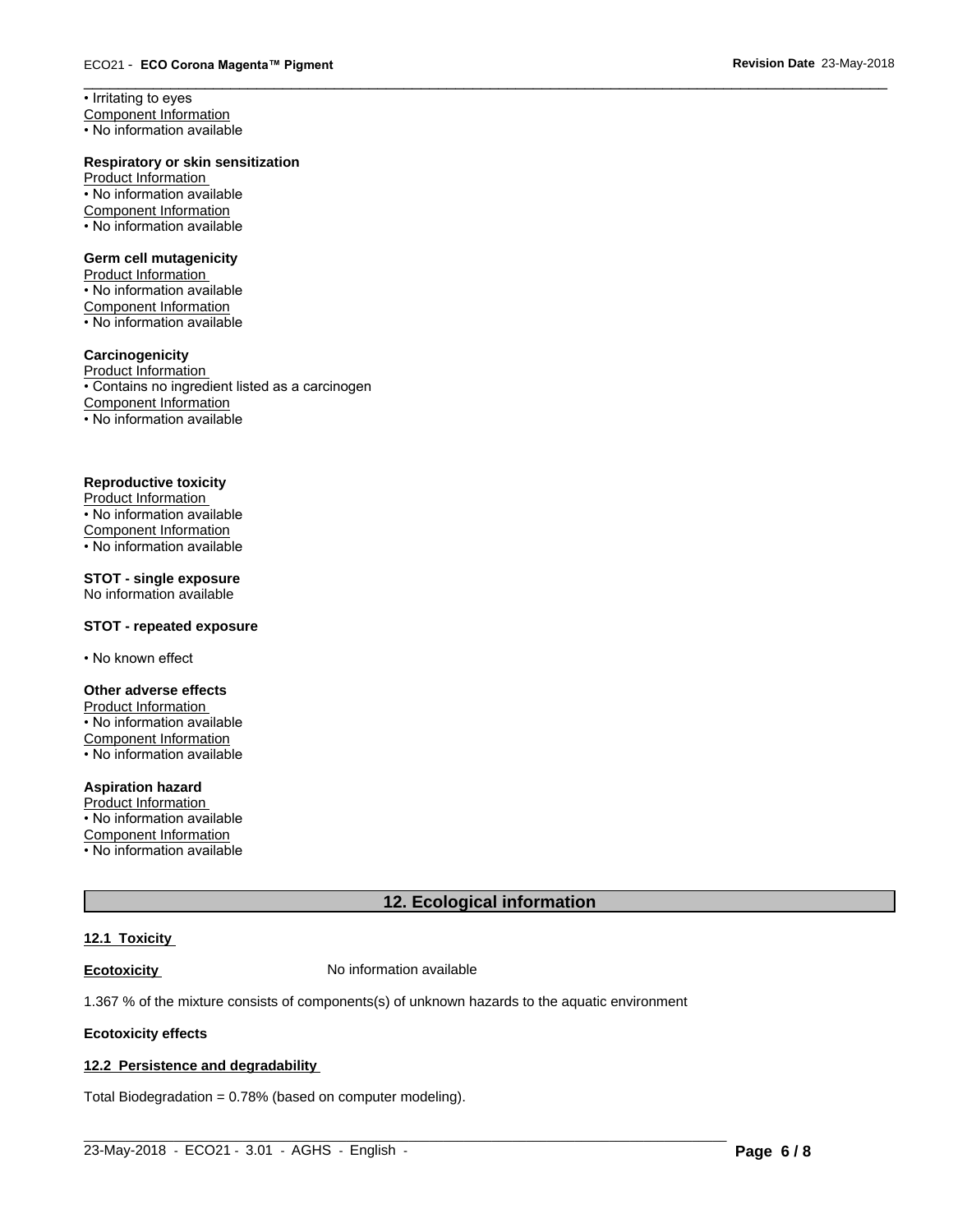• Irritating to eyes

Component Information

• No information available

**Respiratory or skin sensitization**

Product Information

• No information available

Component Information

• No information available

**Germ cell mutagenicity**

Product Information

• No information available

Component Information

• No information available

**Carcinogenicity**

Product Information

• Contains no ingredient listed as a carcinogen

Component Information

• No information available

**Reproductive toxicity**

Product Information

• No information available

Component Information

• No information available

**STOT - single exposure**

No information available

**STOT - repeated exposure**

• No known effect

**Other adverse effects**

Product Information

• No information available

Component Information

• No information available

**Aspiration hazard**

Product Information

• No information available

Component Information

• No information available

## 12. Ecological information

**12.1 Toxicity**

**Ecotoxicity** No information available

1.367 % of the mixture consists of components(s) of unknown hazards to the aquatic environment

**Ecotoxicity effects**

**12.2 Persistence and degradability**

Total Biodegradation = 0.78% (based on computer modeling).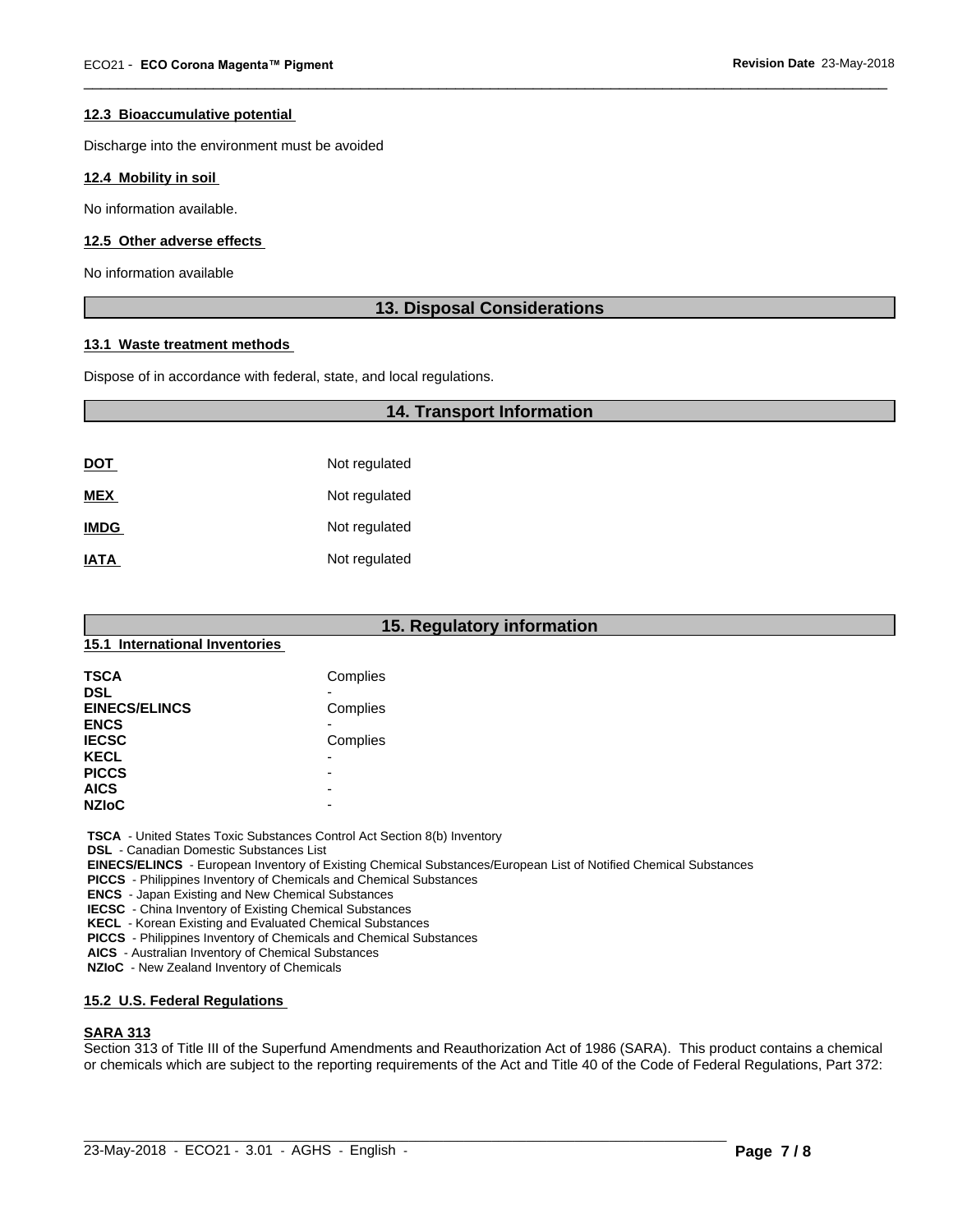#### 12.3 Bioaccumulative potential

Discharge into the environment must be avoided

#### 12.4 Mobility in soil

No information available.

#### 12.5 Other adverse effects

No information available

## 13. Disposal Considerations

#### 13.1 Waste treatment methods

Dispose of in accordance with federal, state, and local regulations.

## 14. Transport Information

| | |
|---|---|
| **DOT** | Not regulated |
| **MEX** | Not regulated |
| **IMDG** | Not regulated |
| **IATA** | Not regulated |

## 15. Regulatory information

#### 15.1 International Inventories

| | |
|---|---|
| **TSCA** | Complies |
| **DSL** | - |
| **EINECS/ELINCS** | Complies |
| **ENCS** | - |
| **IECSC** | Complies |
| **KECL** | - |
| **PICCS** | - |
| **AICS** | - |
| **NZIoC** | - |

**TSCA** - United States Toxic Substances Control Act Section 8(b) Inventory
**DSL** - Canadian Domestic Substances List
**EINECS/ELINCS** - European Inventory of Existing Chemical Substances/European List of Notified Chemical Substances
**PICCS** - Philippines Inventory of Chemicals and Chemical Substances
**ENCS** - Japan Existing and New Chemical Substances
**IECSC** - China Inventory of Existing Chemical Substances
**KECL** - Korean Existing and Evaluated Chemical Substances
**PICCS** - Philippines Inventory of Chemicals and Chemical Substances
**AICS** - Australian Inventory of Chemical Substances
**NZIoC** - New Zealand Inventory of Chemicals

#### 15.2 U.S. Federal Regulations

**SARA 313**
Section 313 of Title III of the Superfund Amendments and Reauthorization Act of 1986 (SARA). This product contains a chemical or chemicals which are subject to the reporting requirements of the Act and Title 40 of the Code of Federal Regulations, Part 372: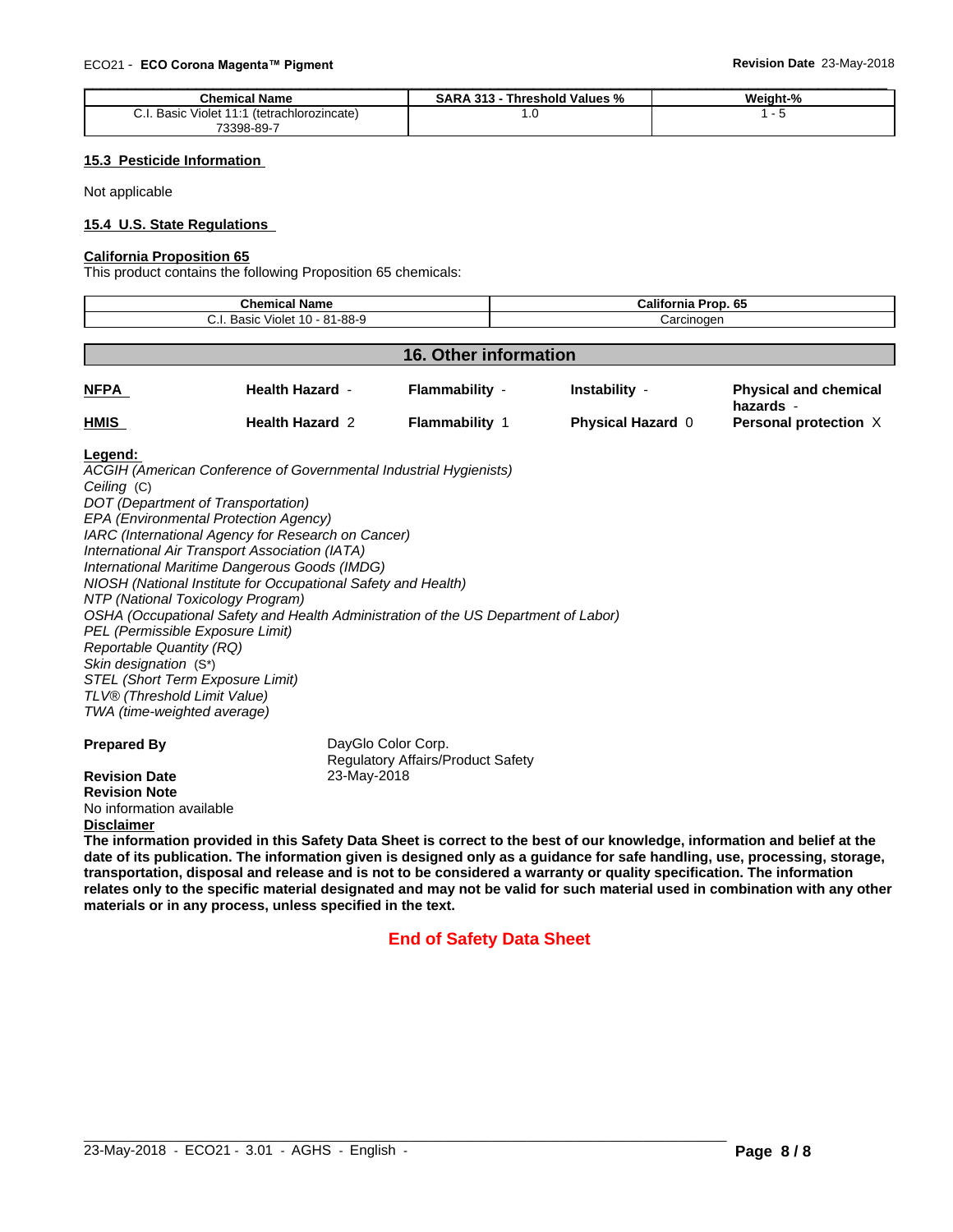| Chemical Name | SARA 313 - Threshold Values % | Weight-% |
|---|---|---|
| C.I. Basic Violet 11:1 (tetrachlorozincate) 73398-89-7 | 1.0 | 1 - 5 |

### 15.3 Pesticide Information

Not applicable

### 15.4 U.S. State Regulations

**California Proposition 65**

This product contains the following Proposition 65 chemicals:

| Chemical Name | California Prop. 65 |
|---|---|
| C.I. Basic Violet 10 - 81-88-9 | Carcinogen |

## 16. Other information

| | | | | |
|---|---|---|---|---|
| **NFPA** | **Health Hazard** - | **Flammability** - | **Instability** - | **Physical and chemical hazards** - |
| **HMIS** | **Health Hazard** 2 | **Flammability** 1 | **Physical Hazard** 0 | **Personal protection** X |

**Legend:**

*ACGIH (American Conference of Governmental Industrial Hygienists)*
*Ceiling* (C)
*DOT (Department of Transportation)*
*EPA (Environmental Protection Agency)*
*IARC (International Agency for Research on Cancer)*
*International Air Transport Association (IATA)*
*International Maritime Dangerous Goods (IMDG)*
*NIOSH (National Institute for Occupational Safety and Health)*
*NTP (National Toxicology Program)*
*OSHA (Occupational Safety and Health Administration of the US Department of Labor)*
*PEL (Permissible Exposure Limit)*
*Reportable Quantity (RQ)*
*Skin designation* (S*)
*STEL (Short Term Exposure Limit)*
*TLV® (Threshold Limit Value)*
*TWA (time-weighted average)*

**Prepared By** DayGlo Color Corp.
Regulatory Affairs/Product Safety

**Revision Date** 23-May-2018

**Revision Note**

No information available

**Disclaimer**

**The information provided in this Safety Data Sheet is correct to the best of our knowledge, information and belief at the date of its publication. The information given is designed only as a guidance for safe handling, use, processing, storage, transportation, disposal and release and is not to be considered a warranty or quality specification. The information relates only to the specific material designated and may not be valid for such material used in combination with any other materials or in any process, unless specified in the text.**

**End of Safety Data Sheet**